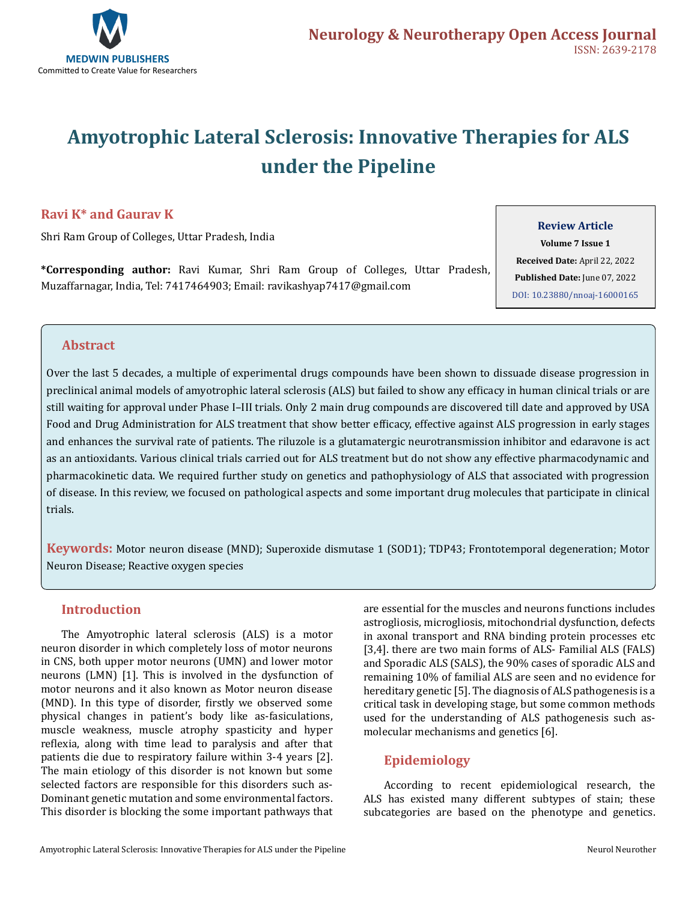# Amyotrophic Lateral Sclerosis: Innovative Therapies for ALS under the Pipeline

**Ravi K* and Gaurav K**

Shri Ram Group of Colleges, Uttar Pradesh, India

***Corresponding author:** Ravi Kumar, Shri Ram Group of Colleges, Uttar Pradesh, Muzaffarnagar, India, Tel: 7417464903; Email: ravikashyap7417@gmail.com

**Review Article**
**Volume 7 Issue 1**
**Received Date:** April 22, 2022
**Published Date:** June 07, 2022
DOI: 10.23880/nnoaj-16000165

## Abstract

Over the last 5 decades, a multiple of experimental drugs compounds have been shown to dissuade disease progression in preclinical animal models of amyotrophic lateral sclerosis (ALS) but failed to show any efficacy in human clinical trials or are still waiting for approval under Phase I–III trials. Only 2 main drug compounds are discovered till date and approved by USA Food and Drug Administration for ALS treatment that show better efficacy, effective against ALS progression in early stages and enhances the survival rate of patients. The riluzole is a glutamatergic neurotransmission inhibitor and edaravone is act as an antioxidants. Various clinical trials carried out for ALS treatment but do not show any effective pharmacodynamic and pharmacokinetic data. We required further study on genetics and pathophysiology of ALS that associated with progression of disease. In this review, we focused on pathological aspects and some important drug molecules that participate in clinical trials.

**Keywords:** Motor neuron disease (MND); Superoxide dismutase 1 (SOD1); TDP43; Frontotemporal degeneration; Motor Neuron Disease; Reactive oxygen species

## Introduction

The Amyotrophic lateral sclerosis (ALS) is a motor neuron disorder in which completely loss of motor neurons in CNS, both upper motor neurons (UMN) and lower motor neurons (LMN) [1]. This is involved in the dysfunction of motor neurons and it also known as Motor neuron disease (MND). In this type of disorder, firstly we observed some physical changes in patient's body like as-fasiculations, muscle weakness, muscle atrophy spasticity and hyper reflexia, along with time lead to paralysis and after that patients die due to respiratory failure within 3-4 years [2]. The main etiology of this disorder is not known but some selected factors are responsible for this disorders such as-Dominant genetic mutation and some environmental factors. This disorder is blocking the some important pathways that are essential for the muscles and neurons functions includes astrogliosis, microgliosis, mitochondrial dysfunction, defects in axonal transport and RNA binding protein processes etc [3,4]. there are two main forms of ALS- Familial ALS (FALS) and Sporadic ALS (SALS), the 90% cases of sporadic ALS and remaining 10% of familial ALS are seen and no evidence for hereditary genetic [5]. The diagnosis of ALS pathogenesis is a critical task in developing stage, but some common methods used for the understanding of ALS pathogenesis such as-molecular mechanisms and genetics [6].

## Epidemiology

According to recent epidemiological research, the ALS has existed many different subtypes of stain; these subcategories are based on the phenotype and genetics.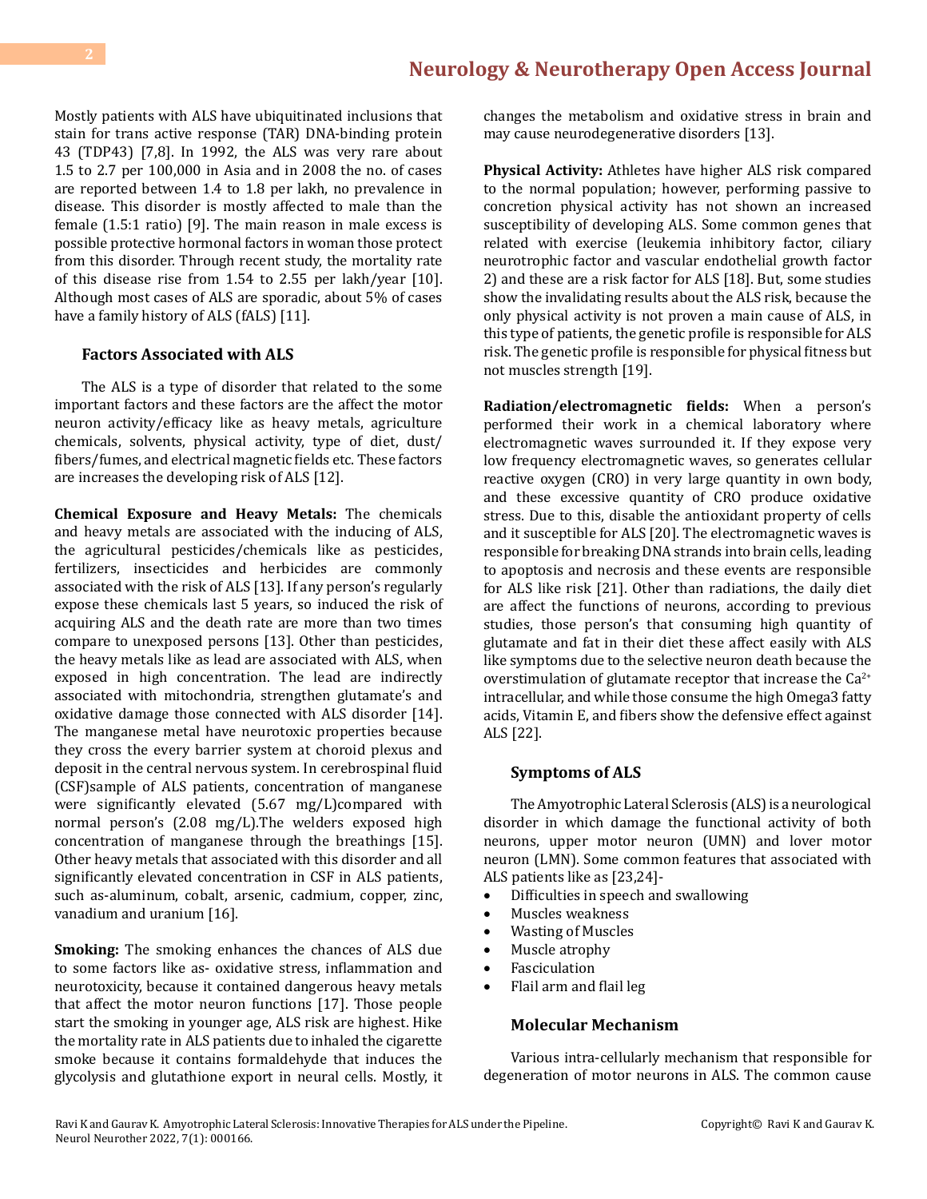Mostly patients with ALS have ubiquitinated inclusions that stain for trans active response (TAR) DNA-binding protein 43 (TDP43) [7,8]. In 1992, the ALS was very rare about 1.5 to 2.7 per 100,000 in Asia and in 2008 the no. of cases are reported between 1.4 to 1.8 per lakh, no prevalence in disease. This disorder is mostly affected to male than the female (1.5:1 ratio) [9]. The main reason in male excess is possible protective hormonal factors in woman those protect from this disorder. Through recent study, the mortality rate of this disease rise from 1.54 to 2.55 per lakh/year [10]. Although most cases of ALS are sporadic, about 5% of cases have a family history of ALS (fALS) [11].

### Factors Associated with ALS

The ALS is a type of disorder that related to the some important factors and these factors are the affect the motor neuron activity/efficacy like as heavy metals, agriculture chemicals, solvents, physical activity, type of diet, dust/fibers/fumes, and electrical magnetic fields etc. These factors are increases the developing risk of ALS [12].

**Chemical Exposure and Heavy Metals:** The chemicals and heavy metals are associated with the inducing of ALS, the agricultural pesticides/chemicals like as pesticides, fertilizers, insecticides and herbicides are commonly associated with the risk of ALS [13]. If any person's regularly expose these chemicals last 5 years, so induced the risk of acquiring ALS and the death rate are more than two times compare to unexposed persons [13]. Other than pesticides, the heavy metals like as lead are associated with ALS, when exposed in high concentration. The lead are indirectly associated with mitochondria, strengthen glutamate's and oxidative damage those connected with ALS disorder [14]. The manganese metal have neurotoxic properties because they cross the every barrier system at choroid plexus and deposit in the central nervous system. In cerebrospinal fluid (CSF)sample of ALS patients, concentration of manganese were significantly elevated (5.67 mg/L)compared with normal person's (2.08 mg/L).The welders exposed high concentration of manganese through the breathings [15]. Other heavy metals that associated with this disorder and all significantly elevated concentration in CSF in ALS patients, such as-aluminum, cobalt, arsenic, cadmium, copper, zinc, vanadium and uranium [16].

**Smoking:** The smoking enhances the chances of ALS due to some factors like as- oxidative stress, inflammation and neurotoxicity, because it contained dangerous heavy metals that affect the motor neuron functions [17]. Those people start the smoking in younger age, ALS risk are highest. Hike the mortality rate in ALS patients due to inhaled the cigarette smoke because it contains formaldehyde that induces the glycolysis and glutathione export in neural cells. Mostly, it changes the metabolism and oxidative stress in brain and may cause neurodegenerative disorders [13].

**Physical Activity:** Athletes have higher ALS risk compared to the normal population; however, performing passive to concretion physical activity has not shown an increased susceptibility of developing ALS. Some common genes that related with exercise (leukemia inhibitory factor, ciliary neurotrophic factor and vascular endothelial growth factor 2) and these are a risk factor for ALS [18]. But, some studies show the invalidating results about the ALS risk, because the only physical activity is not proven a main cause of ALS, in this type of patients, the genetic profile is responsible for ALS risk. The genetic profile is responsible for physical fitness but not muscles strength [19].

**Radiation/electromagnetic fields:** When a person's performed their work in a chemical laboratory where electromagnetic waves surrounded it. If they expose very low frequency electromagnetic waves, so generates cellular reactive oxygen (CRO) in very large quantity in own body, and these excessive quantity of CRO produce oxidative stress. Due to this, disable the antioxidant property of cells and it susceptible for ALS [20]. The electromagnetic waves is responsible for breaking DNA strands into brain cells, leading to apoptosis and necrosis and these events are responsible for ALS like risk [21]. Other than radiations, the daily diet are affect the functions of neurons, according to previous studies, those person's that consuming high quantity of glutamate and fat in their diet these affect easily with ALS like symptoms due to the selective neuron death because the overstimulation of glutamate receptor that increase the $Ca^{2+}$ intracellular, and while those consume the high Omega3 fatty acids, Vitamin E, and fibers show the defensive effect against ALS [22].

### Symptoms of ALS

The Amyotrophic Lateral Sclerosis (ALS) is a neurological disorder in which damage the functional activity of both neurons, upper motor neuron (UMN) and lover motor neuron (LMN). Some common features that associated with ALS patients like as [23,24]-

- Difficulties in speech and swallowing
- Muscles weakness
- Wasting of Muscles
- Muscle atrophy
- Fasciculation
- Flail arm and flail leg

### Molecular Mechanism

Various intra-cellularly mechanism that responsible for degeneration of motor neurons in ALS. The common cause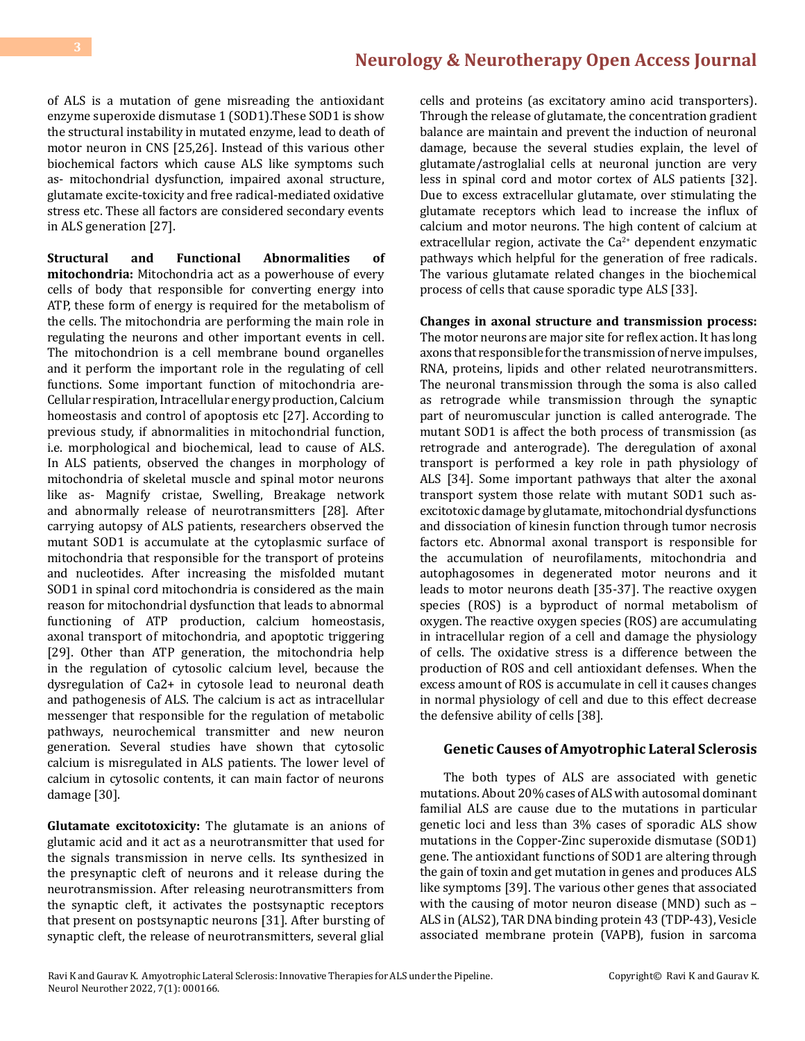of ALS is a mutation of gene misreading the antioxidant enzyme superoxide dismutase 1 (SOD1).These SOD1 is show the structural instability in mutated enzyme, lead to death of motor neuron in CNS [25,26]. Instead of this various other biochemical factors which cause ALS like symptoms such as- mitochondrial dysfunction, impaired axonal structure, glutamate excite-toxicity and free radical-mediated oxidative stress etc. These all factors are considered secondary events in ALS generation [27].

**Structural and Functional Abnormalities of mitochondria:** Mitochondria act as a powerhouse of every cells of body that responsible for converting energy into ATP, these form of energy is required for the metabolism of the cells. The mitochondria are performing the main role in regulating the neurons and other important events in cell. The mitochondrion is a cell membrane bound organelles and it perform the important role in the regulating of cell functions. Some important function of mitochondria are- Cellular respiration, Intracellular energy production, Calcium homeostasis and control of apoptosis etc [27]. According to previous study, if abnormalities in mitochondrial function, i.e. morphological and biochemical, lead to cause of ALS. In ALS patients, observed the changes in morphology of mitochondria of skeletal muscle and spinal motor neurons like as- Magnify cristae, Swelling, Breakage network and abnormally release of neurotransmitters [28]. After carrying autopsy of ALS patients, researchers observed the mutant SOD1 is accumulate at the cytoplasmic surface of mitochondria that responsible for the transport of proteins and nucleotides. After increasing the misfolded mutant SOD1 in spinal cord mitochondria is considered as the main reason for mitochondrial dysfunction that leads to abnormal functioning of ATP production, calcium homeostasis, axonal transport of mitochondria, and apoptotic triggering [29]. Other than ATP generation, the mitochondria help in the regulation of cytosolic calcium level, because the dysregulation of $Ca2+$ in cytosole lead to neuronal death and pathogenesis of ALS. The calcium is act as intracellular messenger that responsible for the regulation of metabolic pathways, neurochemical transmitter and new neuron generation. Several studies have shown that cytosolic calcium is misregulated in ALS patients. The lower level of calcium in cytosolic contents, it can main factor of neurons damage [30].

**Glutamate excitotoxicity:** The glutamate is an anions of glutamic acid and it act as a neurotransmitter that used for the signals transmission in nerve cells. Its synthesized in the presynaptic cleft of neurons and it release during the neurotransmission. After releasing neurotransmitters from the synaptic cleft, it activates the postsynaptic receptors that present on postsynaptic neurons [31]. After bursting of synaptic cleft, the release of neurotransmitters, several glial cells and proteins (as excitatory amino acid transporters). Through the release of glutamate, the concentration gradient balance are maintain and prevent the induction of neuronal damage, because the several studies explain, the level of glutamate/astroglalial cells at neuronal junction are very less in spinal cord and motor cortex of ALS patients [32]. Due to excess extracellular glutamate, over stimulating the glutamate receptors which lead to increase the influx of calcium and motor neurons. The high content of calcium at extracellular region, activate the $Ca^{2+}$ dependent enzymatic pathways which helpful for the generation of free radicals. The various glutamate related changes in the biochemical process of cells that cause sporadic type ALS [33].

**Changes in axonal structure and transmission process:** The motor neurons are major site for reflex action. It has long axons that responsible for the transmission of nerve impulses, RNA, proteins, lipids and other related neurotransmitters. The neuronal transmission through the soma is also called as retrograde while transmission through the synaptic part of neuromuscular junction is called anterograde. The mutant SOD1 is affect the both process of transmission (as retrograde and anterograde). The deregulation of axonal transport is performed a key role in path physiology of ALS [34]. Some important pathways that alter the axonal transport system those relate with mutant SOD1 such as- excitotoxic damage by glutamate, mitochondrial dysfunctions and dissociation of kinesin function through tumor necrosis factors etc. Abnormal axonal transport is responsible for the accumulation of neurofilaments, mitochondria and autophagosomes in degenerated motor neurons and it leads to motor neurons death [35-37]. The reactive oxygen species (ROS) is a byproduct of normal metabolism of oxygen. The reactive oxygen species (ROS) are accumulating in intracellular region of a cell and damage the physiology of cells. The oxidative stress is a difference between the production of ROS and cell antioxidant defenses. When the excess amount of ROS is accumulate in cell it causes changes in normal physiology of cell and due to this effect decrease the defensive ability of cells [38].

## Genetic Causes of Amyotrophic Lateral Sclerosis

The both types of ALS are associated with genetic mutations. About 20% cases of ALS with autosomal dominant familial ALS are cause due to the mutations in particular genetic loci and less than 3% cases of sporadic ALS show mutations in the Copper-Zinc superoxide dismutase (SOD1) gene. The antioxidant functions of SOD1 are altering through the gain of toxin and get mutation in genes and produces ALS like symptoms [39]. The various other genes that associated with the causing of motor neuron disease (MND) such as – ALS in (ALS2), TAR DNA binding protein 43 (TDP-43), Vesicle associated membrane protein (VAPB), fusion in sarcoma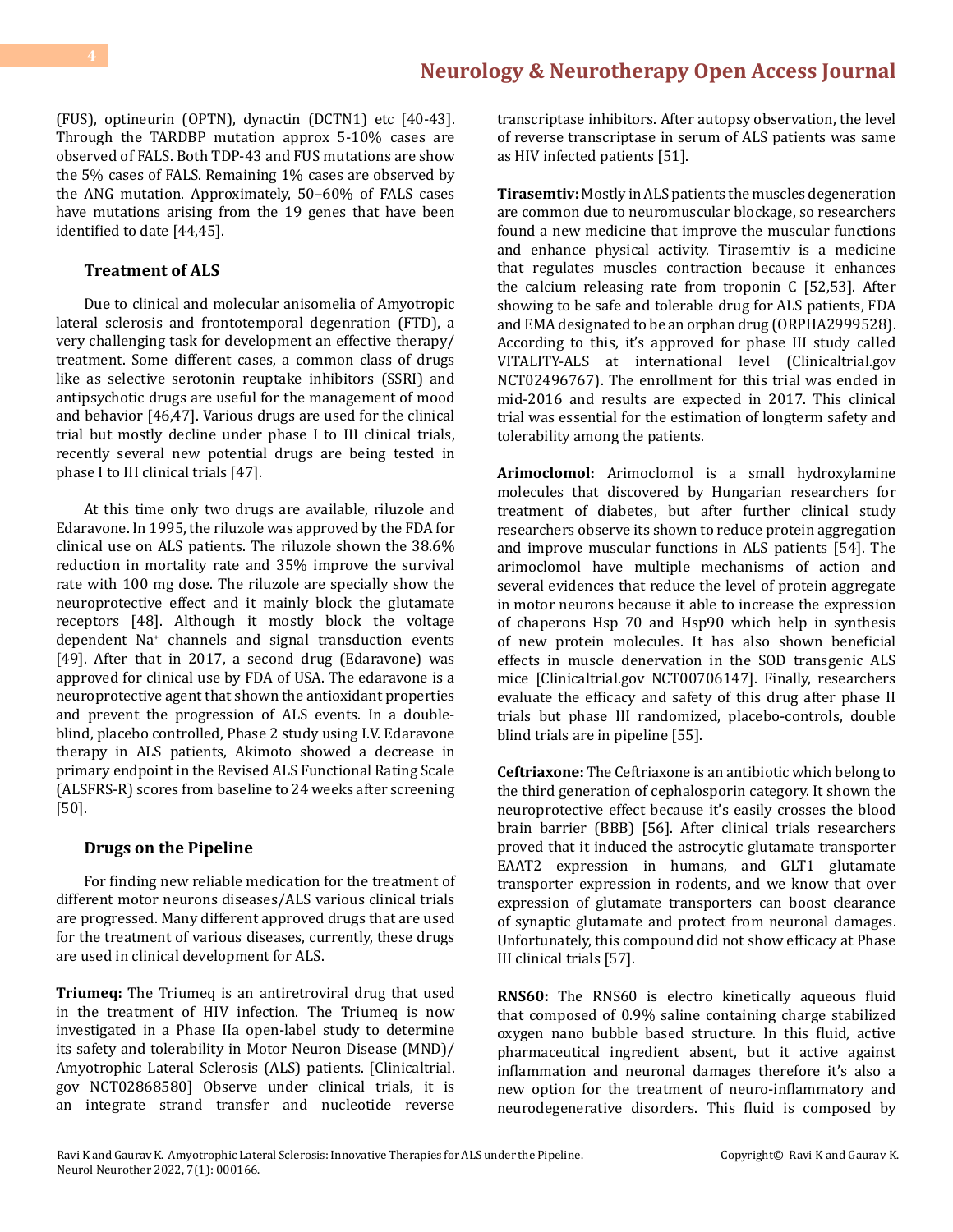(FUS), optineurin (OPTN), dynactin (DCTN1) etc [40-43]. Through the TARDBP mutation approx 5-10% cases are observed of FALS. Both TDP-43 and FUS mutations are show the 5% cases of FALS. Remaining 1% cases are observed by the ANG mutation. Approximately, 50–60% of FALS cases have mutations arising from the 19 genes that have been identified to date [44,45].

### Treatment of ALS

Due to clinical and molecular anisomelia of Amyotropic lateral sclerosis and frontotemporal degenration (FTD), a very challenging task for development an effective therapy/treatment. Some different cases, a common class of drugs like as selective serotonin reuptake inhibitors (SSRI) and antipsychotic drugs are useful for the management of mood and behavior [46,47]. Various drugs are used for the clinical trial but mostly decline under phase I to III clinical trials, recently several new potential drugs are being tested in phase I to III clinical trials [47].

At this time only two drugs are available, riluzole and Edaravone. In 1995, the riluzole was approved by the FDA for clinical use on ALS patients. The riluzole shown the 38.6% reduction in mortality rate and 35% improve the survival rate with 100 mg dose. The riluzole are specially show the neuroprotective effect and it mainly block the glutamate receptors [48]. Although it mostly block the voltage dependent $Na^+$ channels and signal transduction events [49]. After that in 2017, a second drug (Edaravone) was approved for clinical use by FDA of USA. The edaravone is a neuroprotective agent that shown the antioxidant properties and prevent the progression of ALS events. In a double-blind, placebo controlled, Phase 2 study using I.V. Edaravone therapy in ALS patients, Akimoto showed a decrease in primary endpoint in the Revised ALS Functional Rating Scale (ALSFRS-R) scores from baseline to 24 weeks after screening [50].

### Drugs on the Pipeline

For finding new reliable medication for the treatment of different motor neurons diseases/ALS various clinical trials are progressed. Many different approved drugs that are used for the treatment of various diseases, currently, these drugs are used in clinical development for ALS.

**Triumeq:** The Triumeq is an antiretroviral drug that used in the treatment of HIV infection. The Triumeq is now investigated in a Phase IIa open-label study to determine its safety and tolerability in Motor Neuron Disease (MND)/Amyotrophic Lateral Sclerosis (ALS) patients. [Clinicaltrial.gov NCT02868580] Observe under clinical trials, it is an integrate strand transfer and nucleotide reverse transcriptase inhibitors. After autopsy observation, the level of reverse transcriptase in serum of ALS patients was same as HIV infected patients [51].

**Tirasemtiv:** Mostly in ALS patients the muscles degeneration are common due to neuromuscular blockage, so researchers found a new medicine that improve the muscular functions and enhance physical activity. Tirasemtiv is a medicine that regulates muscles contraction because it enhances the calcium releasing rate from troponin C [52,53]. After showing to be safe and tolerable drug for ALS patients, FDA and EMA designated to be an orphan drug (ORPHA2999528). According to this, it's approved for phase III study called VITALITY-ALS at international level (Clinicaltrial.gov NCT02496767). The enrollment for this trial was ended in mid-2016 and results are expected in 2017. This clinical trial was essential for the estimation of longterm safety and tolerability among the patients.

**Arimoclomol:** Arimoclomol is a small hydroxylamine molecules that discovered by Hungarian researchers for treatment of diabetes, but after further clinical study researchers observe its shown to reduce protein aggregation and improve muscular functions in ALS patients [54]. The arimoclomol have multiple mechanisms of action and several evidences that reduce the level of protein aggregate in motor neurons because it able to increase the expression of chaperons Hsp 70 and Hsp90 which help in synthesis of new protein molecules. It has also shown beneficial effects in muscle denervation in the SOD transgenic ALS mice [Clinicaltrial.gov NCT00706147]. Finally, researchers evaluate the efficacy and safety of this drug after phase II trials but phase III randomized, placebo-controls, double blind trials are in pipeline [55].

**Ceftriaxone:** The Ceftriaxone is an antibiotic which belong to the third generation of cephalosporin category. It shown the neuroprotective effect because it's easily crosses the blood brain barrier (BBB) [56]. After clinical trials researchers proved that it induced the astrocytic glutamate transporter EAAT2 expression in humans, and GLT1 glutamate transporter expression in rodents, and we know that over expression of glutamate transporters can boost clearance of synaptic glutamate and protect from neuronal damages. Unfortunately, this compound did not show efficacy at Phase III clinical trials [57].

**RNS60:** The RNS60 is electro kinetically aqueous fluid that composed of 0.9% saline containing charge stabilized oxygen nano bubble based structure. In this fluid, active pharmaceutical ingredient absent, but it active against inflammation and neuronal damages therefore it's also a new option for the treatment of neuro-inflammatory and neurodegenerative disorders. This fluid is composed by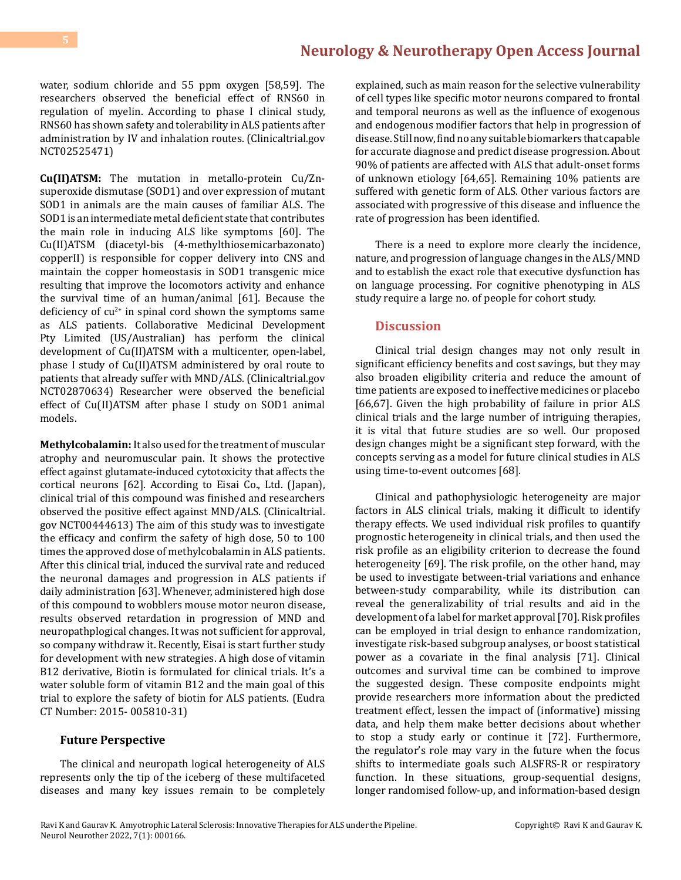water, sodium chloride and 55 ppm oxygen [58,59]. The researchers observed the beneficial effect of RNS60 in regulation of myelin. According to phase I clinical study, RNS60 has shown safety and tolerability in ALS patients after administration by IV and inhalation routes. (Clinicaltrial.gov NCT02525471)

**Cu(II)ATSM:** The mutation in metallo-protein Cu/Zn-superoxide dismutase (SOD1) and over expression of mutant SOD1 in animals are the main causes of familiar ALS. The SOD1 is an intermediate metal deficient state that contributes the main role in inducing ALS like symptoms [60]. The Cu(II)ATSM (diacetyl-bis (4-methylthiosemicarbazonato) copperII) is responsible for copper delivery into CNS and maintain the copper homeostasis in SOD1 transgenic mice resulting that improve the locomotors activity and enhance the survival time of an human/animal [61]. Because the deficiency of $cu^{2+}$ in spinal cord shown the symptoms same as ALS patients. Collaborative Medicinal Development Pty Limited (US/Australian) has perform the clinical development of Cu(II)ATSM with a multicenter, open-label, phase I study of Cu(II)ATSM administered by oral route to patients that already suffer with MND/ALS. (Clinicaltrial.gov NCT02870634) Researcher were observed the beneficial effect of Cu(II)ATSM after phase I study on SOD1 animal models.

**Methylcobalamin:** It also used for the treatment of muscular atrophy and neuromuscular pain. It shows the protective effect against glutamate-induced cytotoxicity that affects the cortical neurons [62]. According to Eisai Co., Ltd. (Japan), clinical trial of this compound was finished and researchers observed the positive effect against MND/ALS. (Clinicaltrial.gov NCT00444613) The aim of this study was to investigate the efficacy and confirm the safety of high dose, 50 to 100 times the approved dose of methylcobalamin in ALS patients. After this clinical trial, induced the survival rate and reduced the neuronal damages and progression in ALS patients if daily administration [63]. Whenever, administered high dose of this compound to wobblers mouse motor neuron disease, results observed retardation in progression of MND and neuropathplogical changes. It was not sufficient for approval, so company withdraw it. Recently, Eisai is start further study for development with new strategies. A high dose of vitamin B12 derivative, Biotin is formulated for clinical trials. It's a water soluble form of vitamin B12 and the main goal of this trial to explore the safety of biotin for ALS patients. (Eudra CT Number: 2015- 005810-31)

### Future Perspective

The clinical and neuropath logical heterogeneity of ALS represents only the tip of the iceberg of these multifaceted diseases and many key issues remain to be completely explained, such as main reason for the selective vulnerability of cell types like specific motor neurons compared to frontal and temporal neurons as well as the influence of exogenous and endogenous modifier factors that help in progression of disease. Still now, find no any suitable biomarkers that capable for accurate diagnose and predict disease progression. About 90% of patients are affected with ALS that adult-onset forms of unknown etiology [64,65]. Remaining 10% patients are suffered with genetic form of ALS. Other various factors are associated with progressive of this disease and influence the rate of progression has been identified.

There is a need to explore more clearly the incidence, nature, and progression of language changes in the ALS/MND and to establish the exact role that executive dysfunction has on language processing. For cognitive phenotyping in ALS study require a large no. of people for cohort study.

## Discussion

Clinical trial design changes may not only result in significant efficiency benefits and cost savings, but they may also broaden eligibility criteria and reduce the amount of time patients are exposed to ineffective medicines or placebo [66,67]. Given the high probability of failure in prior ALS clinical trials and the large number of intriguing therapies, it is vital that future studies are so well. Our proposed design changes might be a significant step forward, with the concepts serving as a model for future clinical studies in ALS using time-to-event outcomes [68].

Clinical and pathophysiologic heterogeneity are major factors in ALS clinical trials, making it difficult to identify therapy effects. We used individual risk profiles to quantify prognostic heterogeneity in clinical trials, and then used the risk profile as an eligibility criterion to decrease the found heterogeneity [69]. The risk profile, on the other hand, may be used to investigate between-trial variations and enhance between-study comparability, while its distribution can reveal the generalizability of trial results and aid in the development of a label for market approval [70]. Risk profiles can be employed in trial design to enhance randomization, investigate risk-based subgroup analyses, or boost statistical power as a covariate in the final analysis [71]. Clinical outcomes and survival time can be combined to improve the suggested design. These composite endpoints might provide researchers more information about the predicted treatment effect, lessen the impact of (informative) missing data, and help them make better decisions about whether to stop a study early or continue it [72]. Furthermore, the regulator's role may vary in the future when the focus shifts to intermediate goals such ALSFRS-R or respiratory function. In these situations, group-sequential designs, longer randomised follow-up, and information-based design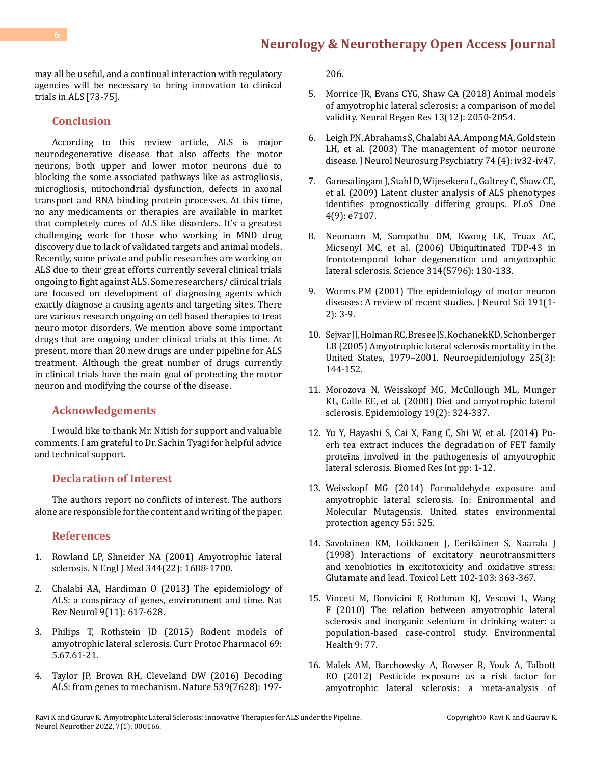may all be useful, and a continual interaction with regulatory agencies will be necessary to bring innovation to clinical trials in ALS [73-75].

## Conclusion

According to this review article, ALS is major neurodegenerative disease that also affects the motor neurons, both upper and lower motor neurons due to blocking the some associated pathways like as astrogliosis, microgliosis, mitochondrial dysfunction, defects in axonal transport and RNA binding protein processes. At this time, no any medicaments or therapies are available in market that completely cures of ALS like disorders. It's a greatest challenging work for those who working in MND drug discovery due to lack of validated targets and animal models. Recently, some private and public researches are working on ALS due to their great efforts currently several clinical trials ongoing to fight against ALS. Some researchers/ clinical trials are focused on development of diagnosing agents which exactly diagnose a causing agents and targeting sites. There are various research ongoing on cell based therapies to treat neuro motor disorders. We mention above some important drugs that are ongoing under clinical trials at this time. At present, more than 20 new drugs are under pipeline for ALS treatment. Although the great number of drugs currently in clinical trials have the main goal of protecting the motor neuron and modifying the course of the disease.

## Acknowledgements

I would like to thank Mr. Nitish for support and valuable comments. I am grateful to Dr. Sachin Tyagi for helpful advice and technical support.

## Declaration of Interest

The authors report no conflicts of interest. The authors alone are responsible for the content and writing of the paper.

## References

1. Rowland LP, Shneider NA (2001) Amyotrophic lateral sclerosis. N Engl J Med 344(22): 1688-1700.
2. Chalabi AA, Hardiman O (2013) The epidemiology of ALS: a conspiracy of genes, environment and time. Nat Rev Neurol 9(11): 617-628.
3. Philips T, Rothstein JD (2015) Rodent models of amyotrophic lateral sclerosis. Curr Protoc Pharmacol 69: 5.67.61-21.
4. Taylor JP, Brown RH, Cleveland DW (2016) Decoding ALS: from genes to mechanism. Nature 539(7628): 197-206.
5. Morrice JR, Evans CYG, Shaw CA (2018) Animal models of amyotrophic lateral sclerosis: a comparison of model validity. Neural Regen Res 13(12): 2050-2054.
6. Leigh PN, Abrahams S, Chalabi AA, Ampong MA, Goldstein LH, et al. (2003) The management of motor neurone disease. J Neurol Neurosurg Psychiatry 74 (4): iv32-iv47.
7. Ganesalingam J, Stahl D, Wijesekera L, Galtrey C, Shaw CE, et al. (2009) Latent cluster analysis of ALS phenotypes identifies prognostically differing groups. PLoS One 4(9): e7107.
8. Neumann M, Sampathu DM, Kwong LK, Truax AC, Micsenyl MC, et al. (2006) Ubiquitinated TDP-43 in frontotemporal lobar degeneration and amyotrophic lateral sclerosis. Science 314(5796): 130-133.
9. Worms PM (2001) The epidemiology of motor neuron diseases: A review of recent studies. J Neurol Sci 191(1-2): 3-9.
10. Sejvar JJ, Holman RC, Bresee JS, Kochanek KD, Schonberger LB (2005) Amyotrophic lateral sclerosis mortality in the United States, 1979–2001. Neuroepidemiology 25(3): 144-152.
11. Morozova N, Weisskopf MG, McCullough ML, Munger KL, Calle EE, et al. (2008) Diet and amyotrophic lateral sclerosis. Epidemiology 19(2): 324-337.
12. Yu Y, Hayashi S, Cai X, Fang C, Shi W, et al. (2014) Pu-erh tea extract induces the degradation of FET family proteins involved in the pathogenesis of amyotrophic lateral sclerosis. Biomed Res Int pp: 1-12.
13. Weisskopf MG (2014) Formaldehyde exposure and amyotrophic lateral sclerosis. In: Enironmental and Molecular Mutagensis. United states environmental protection agency 55: 525.
14. Savolainen KM, Loikkanen J, Eerikäinen S, Naarala J (1998) Interactions of excitatory neurotransmitters and xenobiotics in excitotoxicity and oxidative stress: Glutamate and lead. Toxicol Lett 102-103: 363-367.
15. Vinceti M, Bonvicini F, Rothman KJ, Vescovi L, Wang F (2010) The relation between amyotrophic lateral sclerosis and inorganic selenium in drinking water: a population-based case-control study. Environmental Health 9: 77.
16. Malek AM, Barchowsky A, Bowser R, Youk A, Talbott EO (2012) Pesticide exposure as a risk factor for amyotrophic lateral sclerosis: a meta-analysis of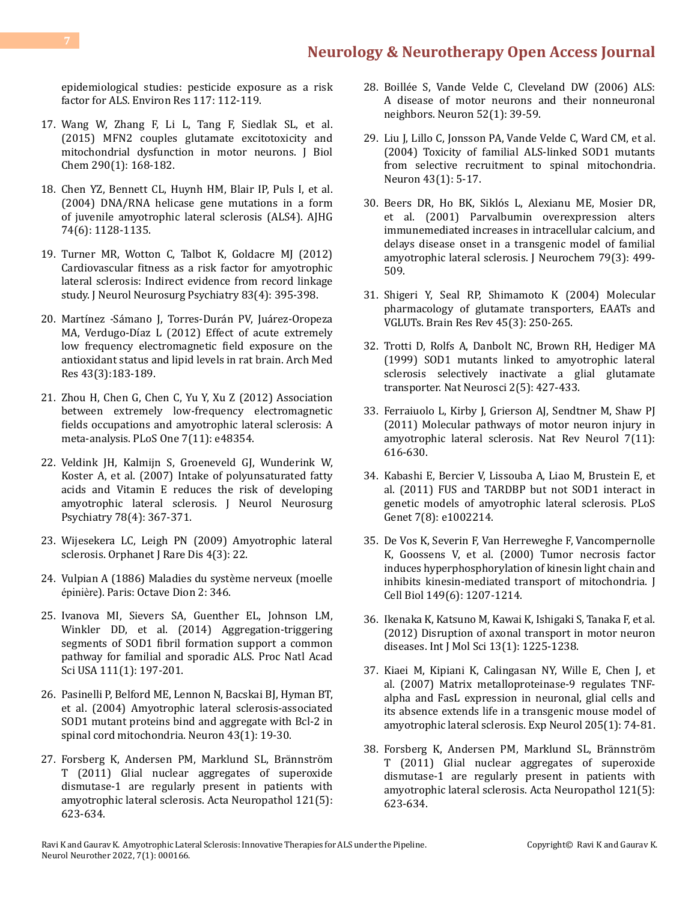epidemiological studies: pesticide exposure as a risk factor for ALS. Environ Res 117: 112-119.

17. Wang W, Zhang F, Li L, Tang F, Siedlak SL, et al. (2015) MFN2 couples glutamate excitotoxicity and mitochondrial dysfunction in motor neurons. J Biol Chem 290(1): 168-182.

18. Chen YZ, Bennett CL, Huynh HM, Blair IP, Puls I, et al. (2004) DNA/RNA helicase gene mutations in a form of juvenile amyotrophic lateral sclerosis (ALS4). AJHG 74(6): 1128-1135.

19. Turner MR, Wotton C, Talbot K, Goldacre MJ (2012) Cardiovascular fitness as a risk factor for amyotrophic lateral sclerosis: Indirect evidence from record linkage study. J Neurol Neurosurg Psychiatry 83(4): 395-398.

20. Martínez -Sámano J, Torres-Durán PV, Juárez-Oropeza MA, Verdugo-Díaz L (2012) Effect of acute extremely low frequency electromagnetic field exposure on the antioxidant status and lipid levels in rat brain. Arch Med Res 43(3):183-189.

21. Zhou H, Chen G, Chen C, Yu Y, Xu Z (2012) Association between extremely low-frequency electromagnetic fields occupations and amyotrophic lateral sclerosis: A meta-analysis. PLoS One 7(11): e48354.

22. Veldink JH, Kalmijn S, Groeneveld GJ, Wunderink W, Koster A, et al. (2007) Intake of polyunsaturated fatty acids and Vitamin E reduces the risk of developing amyotrophic lateral sclerosis. J Neurol Neurosurg Psychiatry 78(4): 367-371.

23. Wijesekera LC, Leigh PN (2009) Amyotrophic lateral sclerosis. Orphanet J Rare Dis 4(3): 22.

24. Vulpian A (1886) Maladies du système nerveux (moelle épinière). Paris: Octave Dion 2: 346.

25. Ivanova MI, Sievers SA, Guenther EL, Johnson LM, Winkler DD, et al. (2014) Aggregation-triggering segments of SOD1 fibril formation support a common pathway for familial and sporadic ALS. Proc Natl Acad Sci USA 111(1): 197-201.

26. Pasinelli P, Belford ME, Lennon N, Bacskai BJ, Hyman BT, et al. (2004) Amyotrophic lateral sclerosis-associated SOD1 mutant proteins bind and aggregate with Bcl-2 in spinal cord mitochondria. Neuron 43(1): 19-30.

27. Forsberg K, Andersen PM, Marklund SL, Brännström T (2011) Glial nuclear aggregates of superoxide dismutase-1 are regularly present in patients with amyotrophic lateral sclerosis. Acta Neuropathol 121(5): 623-634.

28. Boillée S, Vande Velde C, Cleveland DW (2006) ALS: A disease of motor neurons and their nonneuronal neighbors. Neuron 52(1): 39-59.

29. Liu J, Lillo C, Jonsson PA, Vande Velde C, Ward CM, et al. (2004) Toxicity of familial ALS-linked SOD1 mutants from selective recruitment to spinal mitochondria. Neuron 43(1): 5-17.

30. Beers DR, Ho BK, Siklós L, Alexianu ME, Mosier DR, et al. (2001) Parvalbumin overexpression alters immunemediated increases in intracellular calcium, and delays disease onset in a transgenic model of familial amyotrophic lateral sclerosis. J Neurochem 79(3): 499-509.

31. Shigeri Y, Seal RP, Shimamoto K (2004) Molecular pharmacology of glutamate transporters, EAATs and VGLUTs. Brain Res Rev 45(3): 250-265.

32. Trotti D, Rolfs A, Danbolt NC, Brown RH, Hediger MA (1999) SOD1 mutants linked to amyotrophic lateral sclerosis selectively inactivate a glial glutamate transporter. Nat Neurosci 2(5): 427-433.

33. Ferraiuolo L, Kirby J, Grierson AJ, Sendtner M, Shaw PJ (2011) Molecular pathways of motor neuron injury in amyotrophic lateral sclerosis. Nat Rev Neurol 7(11): 616-630.

34. Kabashi E, Bercier V, Lissouba A, Liao M, Brustein E, et al. (2011) FUS and TARDBP but not SOD1 interact in genetic models of amyotrophic lateral sclerosis. PLoS Genet 7(8): e1002214.

35. De Vos K, Severin F, Van Herreweghe F, Vancompernolle K, Goossens V, et al. (2000) Tumor necrosis factor induces hyperphosphorylation of kinesin light chain and inhibits kinesin-mediated transport of mitochondria. J Cell Biol 149(6): 1207-1214.

36. Ikenaka K, Katsuno M, Kawai K, Ishigaki S, Tanaka F, et al. (2012) Disruption of axonal transport in motor neuron diseases. Int J Mol Sci 13(1): 1225-1238.

37. Kiaei M, Kipiani K, Calingasan NY, Wille E, Chen J, et al. (2007) Matrix metalloproteinase-9 regulates TNF-alpha and FasL expression in neuronal, glial cells and its absence extends life in a transgenic mouse model of amyotrophic lateral sclerosis. Exp Neurol 205(1): 74-81.

38. Forsberg K, Andersen PM, Marklund SL, Brännström T (2011) Glial nuclear aggregates of superoxide dismutase-1 are regularly present in patients with amyotrophic lateral sclerosis. Acta Neuropathol 121(5): 623-634.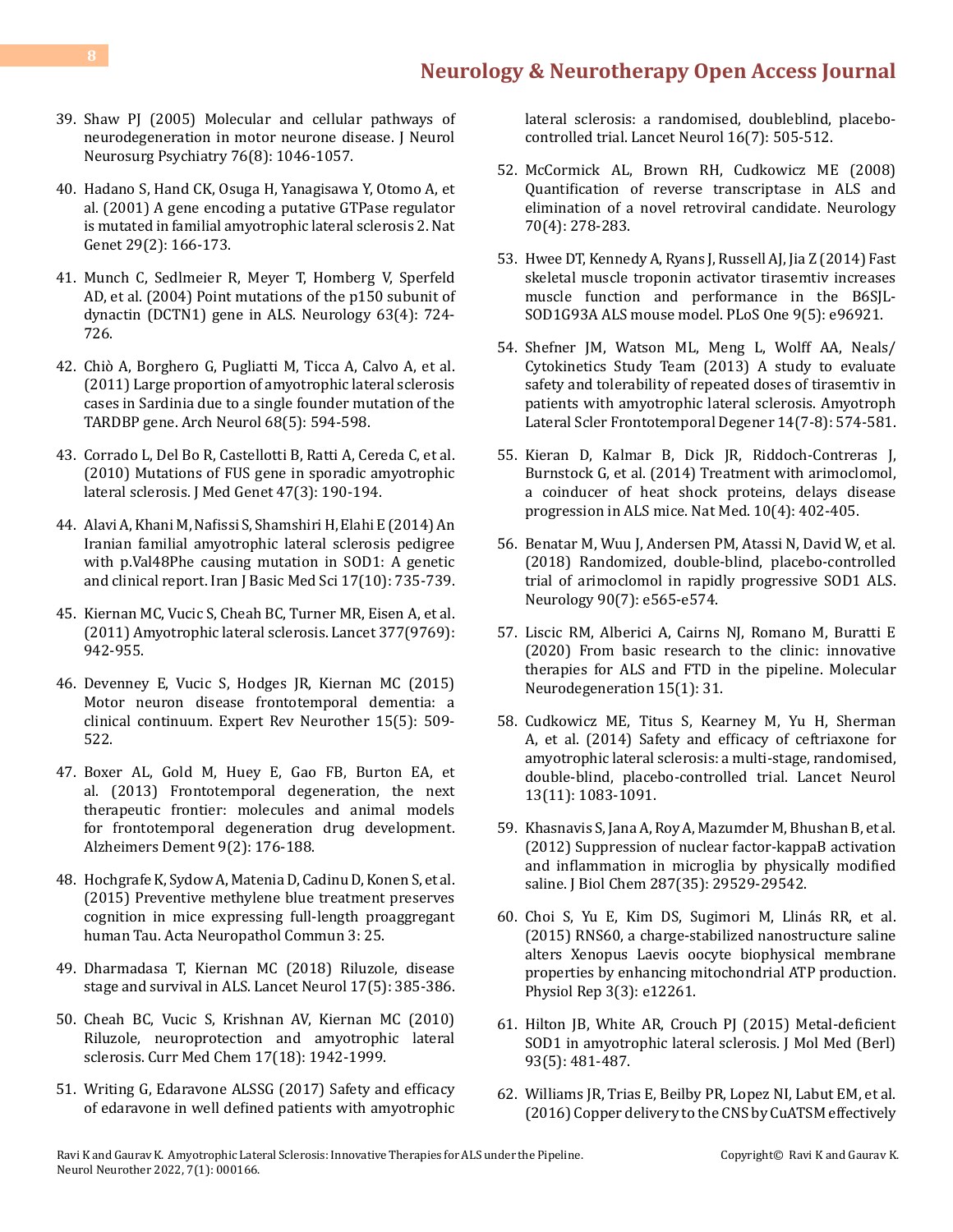39. Shaw PJ (2005) Molecular and cellular pathways of neurodegeneration in motor neurone disease. J Neurol Neurosurg Psychiatry 76(8): 1046-1057.

40. Hadano S, Hand CK, Osuga H, Yanagisawa Y, Otomo A, et al. (2001) A gene encoding a putative GTPase regulator is mutated in familial amyotrophic lateral sclerosis 2. Nat Genet 29(2): 166-173.

41. Munch C, Sedlmeier R, Meyer T, Homberg V, Sperfeld AD, et al. (2004) Point mutations of the p150 subunit of dynactin (DCTN1) gene in ALS. Neurology 63(4): 724-726.

42. Chiò A, Borghero G, Pugliatti M, Ticca A, Calvo A, et al. (2011) Large proportion of amyotrophic lateral sclerosis cases in Sardinia due to a single founder mutation of the TARDBP gene. Arch Neurol 68(5): 594-598.

43. Corrado L, Del Bo R, Castellotti B, Ratti A, Cereda C, et al. (2010) Mutations of FUS gene in sporadic amyotrophic lateral sclerosis. J Med Genet 47(3): 190-194.

44. Alavi A, Khani M, Nafissi S, Shamshiri H, Elahi E (2014) An Iranian familial amyotrophic lateral sclerosis pedigree with p.Val48Phe causing mutation in SOD1: A genetic and clinical report. Iran J Basic Med Sci 17(10): 735-739.

45. Kiernan MC, Vucic S, Cheah BC, Turner MR, Eisen A, et al. (2011) Amyotrophic lateral sclerosis. Lancet 377(9769): 942-955.

46. Devenney E, Vucic S, Hodges JR, Kiernan MC (2015) Motor neuron disease frontotemporal dementia: a clinical continuum. Expert Rev Neurother 15(5): 509-522.

47. Boxer AL, Gold M, Huey E, Gao FB, Burton EA, et al. (2013) Frontotemporal degeneration, the next therapeutic frontier: molecules and animal models for frontotemporal degeneration drug development. Alzheimers Dement 9(2): 176-188.

48. Hochgrafe K, Sydow A, Matenia D, Cadinu D, Konen S, et al. (2015) Preventive methylene blue treatment preserves cognition in mice expressing full-length proaggregant human Tau. Acta Neuropathol Commun 3: 25.

49. Dharmadasa T, Kiernan MC (2018) Riluzole, disease stage and survival in ALS. Lancet Neurol 17(5): 385-386.

50. Cheah BC, Vucic S, Krishnan AV, Kiernan MC (2010) Riluzole, neuroprotection and amyotrophic lateral sclerosis. Curr Med Chem 17(18): 1942-1999.

51. Writing G, Edaravone ALSSG (2017) Safety and efficacy of edaravone in well defined patients with amyotrophic lateral sclerosis: a randomised, doubleblind, placebo-controlled trial. Lancet Neurol 16(7): 505-512.

52. McCormick AL, Brown RH, Cudkowicz ME (2008) Quantification of reverse transcriptase in ALS and elimination of a novel retroviral candidate. Neurology 70(4): 278-283.

53. Hwee DT, Kennedy A, Ryans J, Russell AJ, Jia Z (2014) Fast skeletal muscle troponin activator tirasemtiv increases muscle function and performance in the B6SJL-SOD1G93A ALS mouse model. PLoS One 9(5): e96921.

54. Shefner JM, Watson ML, Meng L, Wolff AA, Neals/Cytokinetics Study Team (2013) A study to evaluate safety and tolerability of repeated doses of tirasemtiv in patients with amyotrophic lateral sclerosis. Amyotroph Lateral Scler Frontotemporal Degener 14(7-8): 574-581.

55. Kieran D, Kalmar B, Dick JR, Riddoch-Contreras J, Burnstock G, et al. (2014) Treatment with arimoclomol, a coinducer of heat shock proteins, delays disease progression in ALS mice. Nat Med. 10(4): 402-405.

56. Benatar M, Wuu J, Andersen PM, Atassi N, David W, et al. (2018) Randomized, double-blind, placebo-controlled trial of arimoclomol in rapidly progressive SOD1 ALS. Neurology 90(7): e565-e574.

57. Liscic RM, Alberici A, Cairns NJ, Romano M, Buratti E (2020) From basic research to the clinic: innovative therapies for ALS and FTD in the pipeline. Molecular Neurodegeneration 15(1): 31.

58. Cudkowicz ME, Titus S, Kearney M, Yu H, Sherman A, et al. (2014) Safety and efficacy of ceftriaxone for amyotrophic lateral sclerosis: a multi-stage, randomised, double-blind, placebo-controlled trial. Lancet Neurol 13(11): 1083-1091.

59. Khasnavis S, Jana A, Roy A, Mazumder M, Bhushan B, et al. (2012) Suppression of nuclear factor-kappaB activation and inflammation in microglia by physically modified saline. J Biol Chem 287(35): 29529-29542.

60. Choi S, Yu E, Kim DS, Sugimori M, Llinás RR, et al. (2015) RNS60, a charge-stabilized nanostructure saline alters Xenopus Laevis oocyte biophysical membrane properties by enhancing mitochondrial ATP production. Physiol Rep 3(3): e12261.

61. Hilton JB, White AR, Crouch PJ (2015) Metal-deficient SOD1 in amyotrophic lateral sclerosis. J Mol Med (Berl) 93(5): 481-487.

62. Williams JR, Trias E, Beilby PR, Lopez NI, Labut EM, et al. (2016) Copper delivery to the CNS by CuATSM effectively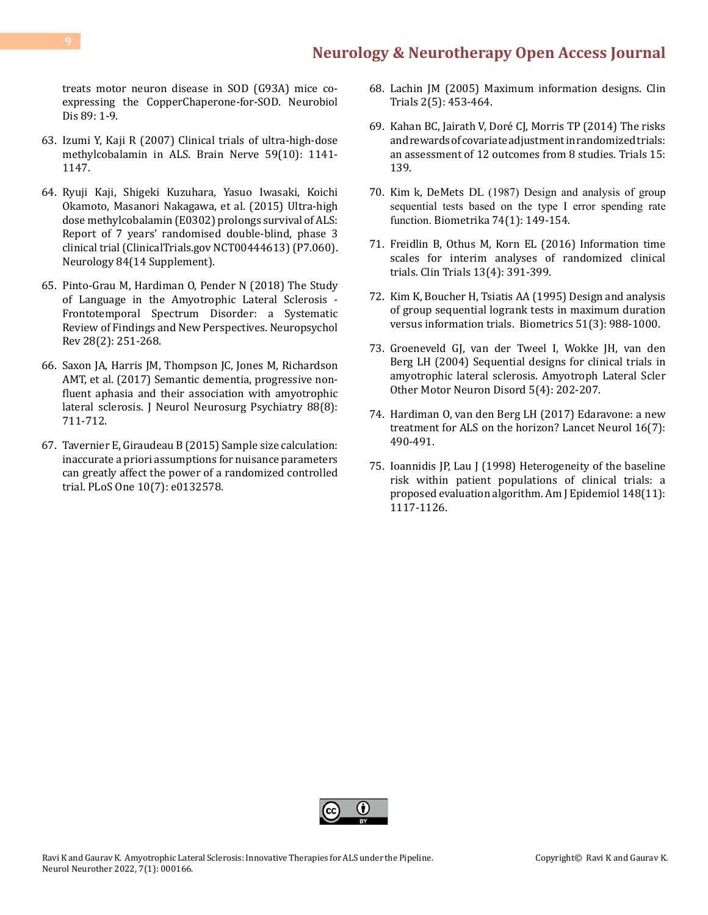treats motor neuron disease in SOD (G93A) mice co-expressing the CopperChaperone-for-SOD. Neurobiol Dis 89: 1-9.

63. Izumi Y, Kaji R (2007) Clinical trials of ultra-high-dose methylcobalamin in ALS. Brain Nerve 59(10): 1141-1147.

64. Ryuji Kaji, Shigeki Kuzuhara, Yasuo Iwasaki, Koichi Okamoto, Masanori Nakagawa, et al. (2015) Ultra-high dose methylcobalamin (E0302) prolongs survival of ALS: Report of 7 years' randomised double-blind, phase 3 clinical trial (ClinicalTrials.gov NCT00444613) (P7.060). Neurology 84(14 Supplement).

65. Pinto-Grau M, Hardiman O, Pender N (2018) The Study of Language in the Amyotrophic Lateral Sclerosis - Frontotemporal Spectrum Disorder: a Systematic Review of Findings and New Perspectives. Neuropsychol Rev 28(2): 251-268.

66. Saxon JA, Harris JM, Thompson JC, Jones M, Richardson AMT, et al. (2017) Semantic dementia, progressive non-fluent aphasia and their association with amyotrophic lateral sclerosis. J Neurol Neurosurg Psychiatry 88(8): 711-712.

67. Tavernier E, Giraudeau B (2015) Sample size calculation: inaccurate a priori assumptions for nuisance parameters can greatly affect the power of a randomized controlled trial. PLoS One 10(7): e0132578.

68. Lachin JM (2005) Maximum information designs. Clin Trials 2(5): 453-464.

69. Kahan BC, Jairath V, Doré CJ, Morris TP (2014) The risks and rewards of covariate adjustment in randomized trials: an assessment of 12 outcomes from 8 studies. Trials 15: 139.

70. Kim k, DeMets DL (1987) Design and analysis of group sequential tests based on the type I error spending rate function. Biometrika 74(1): 149-154.

71. Freidlin B, Othus M, Korn EL (2016) Information time scales for interim analyses of randomized clinical trials. Clin Trials 13(4): 391-399.

72. Kim K, Boucher H, Tsiatis AA (1995) Design and analysis of group sequential logrank tests in maximum duration versus information trials. Biometrics 51(3): 988-1000.

73. Groeneveld GJ, van der Tweel I, Wokke JH, van den Berg LH (2004) Sequential designs for clinical trials in amyotrophic lateral sclerosis. Amyotroph Lateral Scler Other Motor Neuron Disord 5(4): 202-207.

74. Hardiman O, van den Berg LH (2017) Edaravone: a new treatment for ALS on the horizon? Lancet Neurol 16(7): 490-491.

75. Ioannidis JP, Lau J (1998) Heterogeneity of the baseline risk within patient populations of clinical trials: a proposed evaluation algorithm. Am J Epidemiol 148(11): 1117-1126.